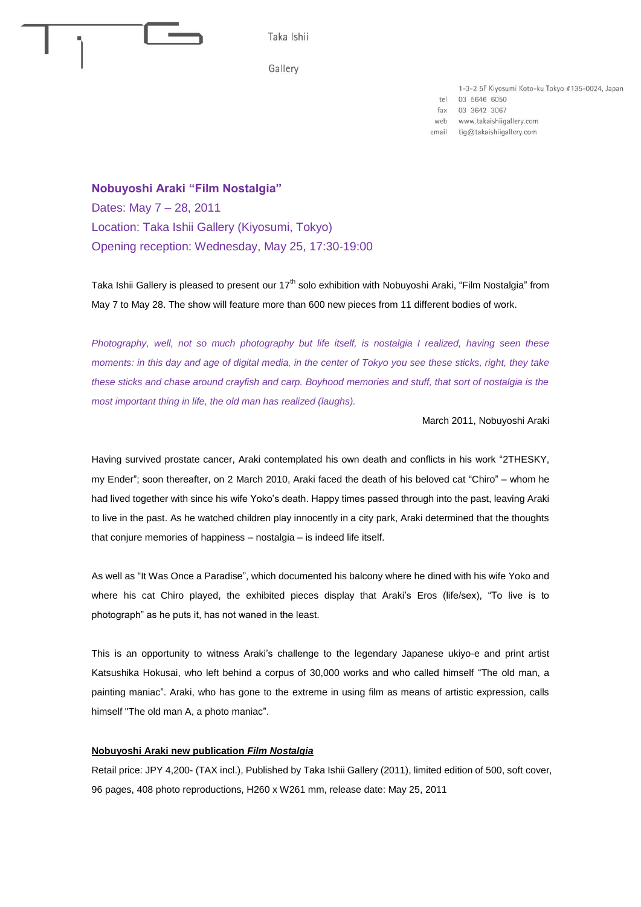Taka Ishii

Gallery

1-3-2 5F Kiyosumi Koto-ku Tokyo #135-0024, Japan
tel 03 5646 6050
fax 03 3642 3067
web www.takaishiigallery.com
email tig@takaishiigallery.com

## Nobuyoshi Araki "Film Nostalgia"

Dates: May 7 – 28, 2011
Location: Taka Ishii Gallery (Kiyosumi, Tokyo)
Opening reception: Wednesday, May 25, 17:30-19:00

Taka Ishii Gallery is pleased to present our 17th solo exhibition with Nobuyoshi Araki, "Film Nostalgia" from May 7 to May 28. The show will feature more than 600 new pieces from 11 different bodies of work.

*Photography, well, not so much photography but life itself, is nostalgia I realized, having seen these moments: in this day and age of digital media, in the center of Tokyo you see these sticks, right, they take these sticks and chase around crayfish and carp. Boyhood memories and stuff, that sort of nostalgia is the most important thing in life, the old man has realized (laughs).*

March 2011, Nobuyoshi Araki

Having survived prostate cancer, Araki contemplated his own death and conflicts in his work "2THESKY, my Ender"; soon thereafter, on 2 March 2010, Araki faced the death of his beloved cat "Chiro" – whom he had lived together with since his wife Yoko's death. Happy times passed through into the past, leaving Araki to live in the past. As he watched children play innocently in a city park, Araki determined that the thoughts that conjure memories of happiness – nostalgia – is indeed life itself.

As well as "It Was Once a Paradise", which documented his balcony where he dined with his wife Yoko and where his cat Chiro played, the exhibited pieces display that Araki's Eros (life/sex), "To live is to photograph" as he puts it, has not waned in the least.

This is an opportunity to witness Araki's challenge to the legendary Japanese ukiyo-e and print artist Katsushika Hokusai, who left behind a corpus of 30,000 works and who called himself "The old man, a painting maniac". Araki, who has gone to the extreme in using film as means of artistic expression, calls himself "The old man A, a photo maniac".

**Nobuyoshi Araki new publication *Film Nostalgia***

Retail price: JPY 4,200- (TAX incl.), Published by Taka Ishii Gallery (2011), limited edition of 500, soft cover, 96 pages, 408 photo reproductions, H260 x W261 mm, release date: May 25, 2011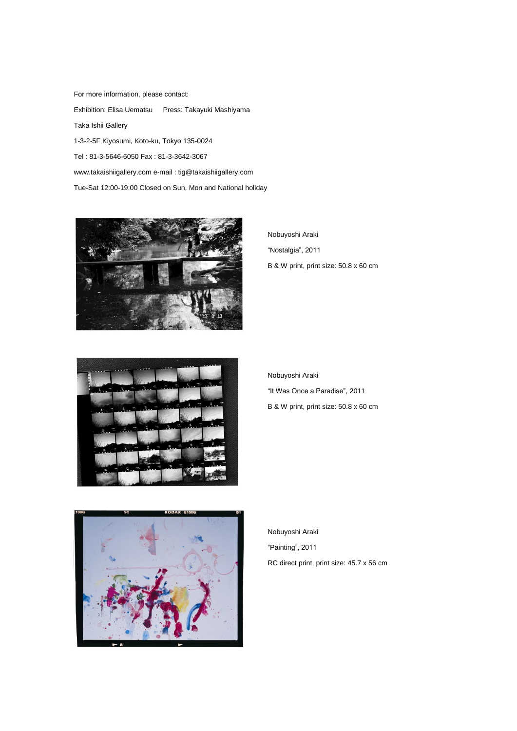For more information, please contact:

Exhibition: Elisa Uematsu Press: Takayuki Mashiyama

Taka Ishii Gallery

1-3-2-5F Kiyosumi, Koto-ku, Tokyo 135-0024

Tel : 81-3-5646-6050 Fax : 81-3-3642-3067

www.takaishiigallery.com e-mail : tig@takaishiigallery.com

Tue-Sat 12:00-19:00 Closed on Sun, Mon and National holiday

Nobuyoshi Araki

"Nostalgia", 2011

B & W print, print size: 50.8 x 60 cm

Nobuyoshi Araki

"It Was Once a Paradise", 2011

B & W print, print size: 50.8 x 60 cm

Nobuyoshi Araki

"Painting", 2011

RC direct print, print size: 45.7 x 56 cm